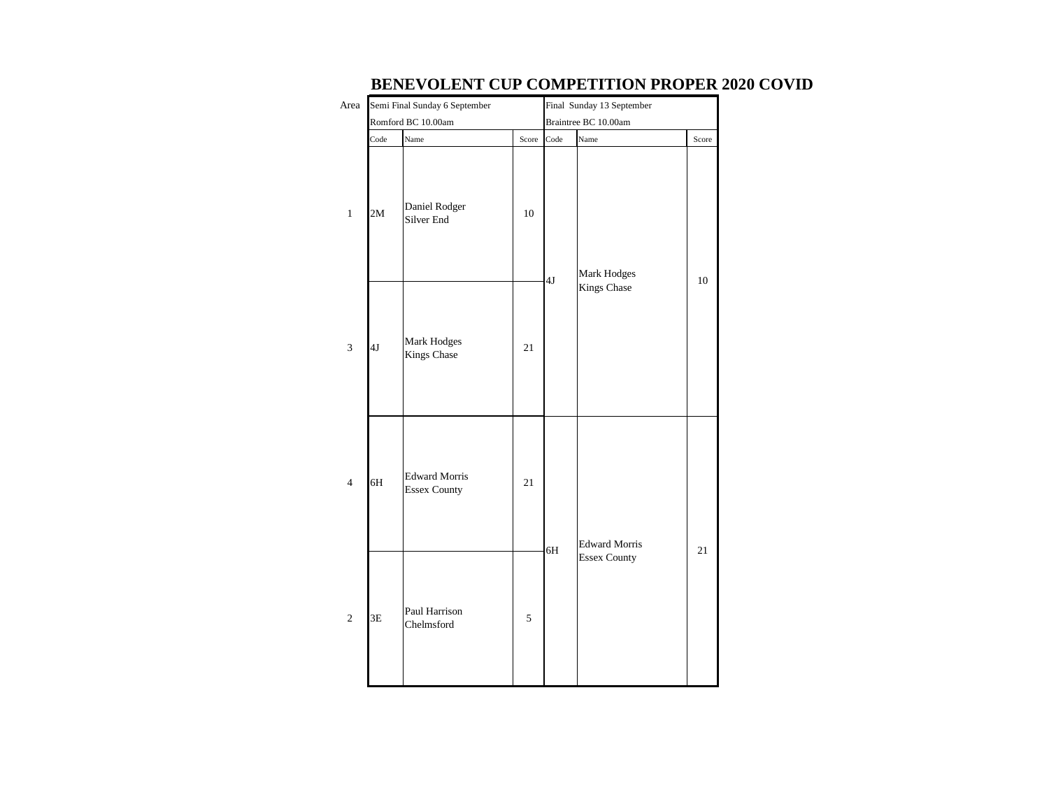# BENEVOLENT CUP COMPETITION PROPER 2020 COVID

| Area | Semi Final Sunday 6 September | | | Final Sunday 13 September | | |
|---|---|---|---|---|---|---|
| | Romford BC 10.00am | | | Braintree BC 10.00am | | |
| | Code | Name | Score | Code | Name | Score |
| 1 | 2M | Daniel Rodger Silver End | 10 | 4J | Mark Hodges Kings Chase | 10 |
| 3 | 4J | Mark Hodges Kings Chase | 21 | | | |
| 4 | 6H | Edward Morris Essex County | 21 | 6H | Edward Morris Essex County | 21 |
| 2 | 3E | Paul Harrison Chelmsford | 5 | | | |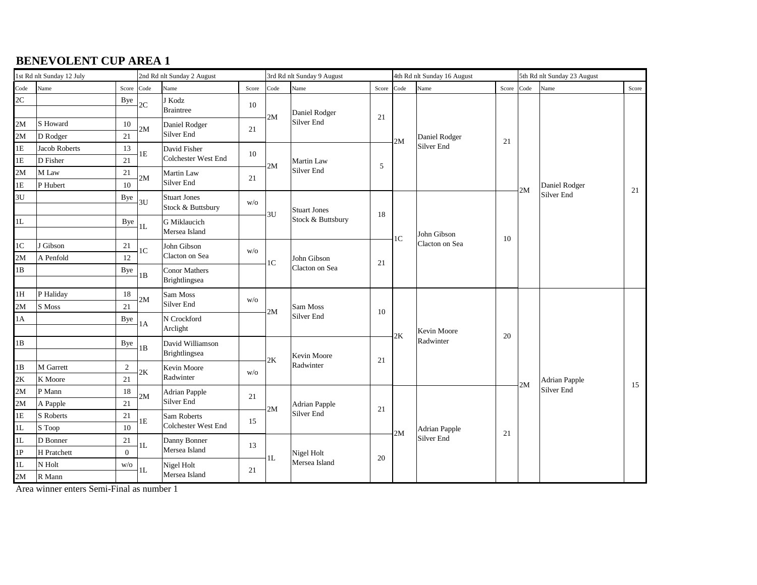## BENEVOLENT CUP AREA 1

| 1st Rd nlt Sunday 12 July | | | 2nd Rd nlt Sunday 2 August | | | 3rd Rd nlt Sunday 9 August | | | 4th Rd nlt Sunday 16 August | | | 5th Rd nlt Sunday 23 August | | |
|---|---|---|---|---|---|---|---|---|---|---|---|---|---|---|
| Code | Name | Score | Code | Name | Score | Code | Name | Score | Code | Name | Score | Code | Name | Score |
| 2C | | Bye | 2C | J Kodz Braintree | 10 | 2M | Daniel Rodger Silver End | 21 | 2M | Daniel Rodger Silver End | 21 | 2M | Daniel Rodger Silver End | 21 |
| | | | | | | | | | | | | | | |
| 2M | S Howard | 10 | 2M | Daniel Rodger Silver End | 21 | | | | | | | | | |
| 2M | D Rodger | 21 | | | | | | | | | | | | |
| 1E | Jacob Roberts | 13 | 1E | David Fisher Colchester West End | 10 | 2M | Martin Law Silver End | 5 | | | | | | |
| 1E | D Fisher | 21 | | | | | | | | | | | | |
| 2M | M Law | 21 | 2M | Martin Law Silver End | 21 | | | | | | | | | |
| 1E | P Hubert | 10 | | | | | | | | | | | | |
| 3U | | Bye | 3U | Stuart Jones Stock & Buttsbury | w/o | 3U | Stuart Jones Stock & Buttsbury | 18 | 1C | John Gibson Clacton on Sea | 10 | | | |
| | | | | | | | | | | | | | | |
| 1L | | Bye | 1L | G Miklaucich Mersea Island | | | | | | | | | | |
| | | | | | | | | | | | | | | |
| 1C | J Gibson | 21 | 1C | John Gibson Clacton on Sea | w/o | 1C | John Gibson Clacton on Sea | 21 | | | | | | |
| 2M | A Penfold | 12 | | | | | | | | | | | | |
| 1B | | Bye | 1B | Conor Mathers Brightlingsea | | | | | | | | | | |
| | | | | | | | | | | | | | | |
| 1H | P Haliday | 18 | 2M | Sam Moss Silver End | w/o | 2M | Sam Moss Silver End | 10 | 2K | Kevin Moore Radwinter | 20 | 2M | Adrian Papple Silver End | 15 |
| 2M | S Moss | 21 | | | | | | | | | | | | |
| 1A | | Bye | 1A | N Crockford Arclight | | | | | | | | | | |
| | | | | | | | | | | | | | | |
| 1B | | Bye | 1B | David Williamson Brightlingsea | | 2K | Kevin Moore Radwinter | 21 | | | | | | |
| | | | | | | | | | | | | | | |
| 1B | M Garrett | 2 | 2K | Kevin Moore Radwinter | w/o | | | | | | | | | |
| 2K | K Moore | 21 | | | | | | | | | | | | |
| 2M | P Mann | 18 | 2M | Adrian Papple Silver End | 21 | 2M | Adrian Papple Silver End | 21 | 2M | Adrian Papple Silver End | 21 | | | |
| 2M | A Papple | 21 | | | | | | | | | | | | |
| 1E | S Roberts | 21 | 1E | Sam Roberts Colchester West End | 15 | | | | | | | | | |
| 1L | S Toop | 10 | | | | | | | | | | | | |
| 1L | D Bonner | 21 | 1L | Danny Bonner Mersea Island | 13 | 1L | Nigel Holt Mersea Island | 20 | | | | | | |
| 1P | H Pratchett | 0 | | | | | | | | | | | | |
| 1L | N Holt | w/o | 1L | Nigel Holt Mersea Island | 21 | | | | | | | | | |
| 2M | R Mann | | | | | | | | | | | | | |

Area winner enters Semi-Final as number 1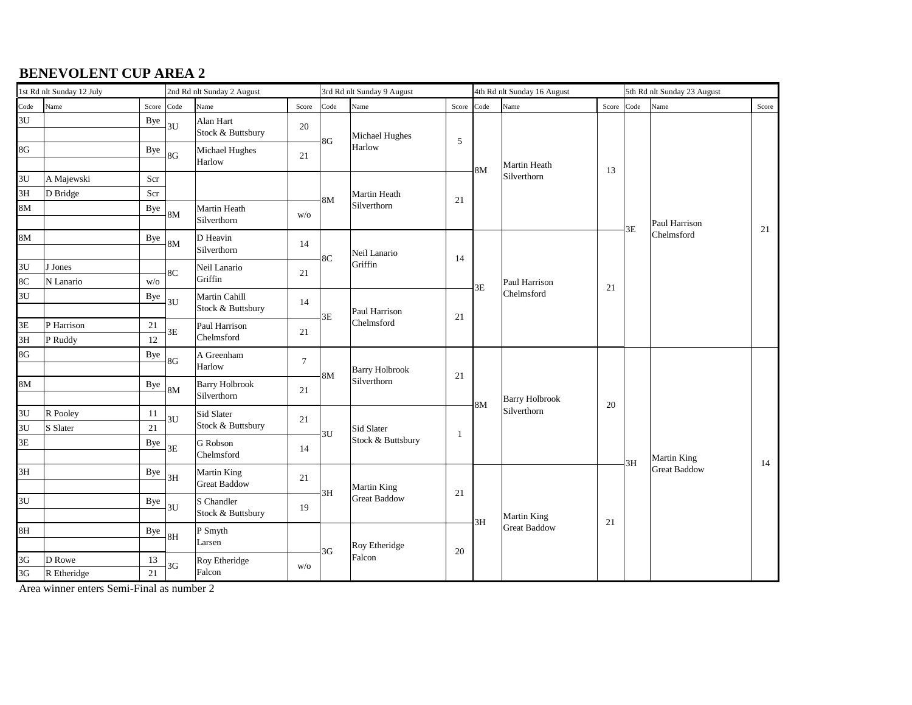## BENEVOLENT CUP AREA 2

| 1st Rd nlt Sunday 12 July | | | 2nd Rd nlt Sunday 2 August | | | 3rd Rd nlt Sunday 9 August | | | 4th Rd nlt Sunday 16 August | | | 5th Rd nlt Sunday 23 August | | |
|---|---|---|---|---|---|---|---|---|---|---|---|---|---|---|
| Code | Name | Score | Code | Name | Score | Code | Name | Score | Code | Name | Score | Code | Name | Score |
| 3U | | Bye | 3U | Alan Hart Stock & Buttsbury | 20 | 8G | Michael Hughes Harlow | 5 | 8M | Martin Heath Silverthorn | 13 | 3E | Paul Harrison Chelmsford | 21 |
| | | | | | | | | | | | | | | |
| 8G | | Bye | 8G | Michael Hughes Harlow | 21 | | | | | | | | | |
| | | | | | | | | | | | | | | |
| 3U | A Majewski | Scr | | | | 8M | Martin Heath Silverthorn | 21 | | | | | | |
| 3H | D Bridge | Scr | | | | | | | | | | | | |
| 8M | | Bye | 8M | Martin Heath Silverthorn | w/o | | | | | | | | | |
| | | | | | | | | | | | | | | |
| 8M | | Bye | 8M | D Heavin Silverthorn | 14 | 8C | Neil Lanario Griffin | 14 | 3E | Paul Harrison Chelmsford | 21 | | | |
| | | | | | | | | | | | | | | |
| 3U | J Jones | | 8C | Neil Lanario Griffin | 21 | | | | | | | | | |
| 8C | N Lanario | w/o | | | | | | | | | | | | |
| 3U | | Bye | 3U | Martin Cahill Stock & Buttsbury | 14 | 3E | Paul Harrison Chelmsford | 21 | | | | | | |
| | | | | | | | | | | | | | | |
| 3E | P Harrison | 21 | 3E | Paul Harrison Chelmsford | 21 | | | | | | | | | |
| 3H | P Ruddy | 12 | | | | | | | | | | | | |
| 8G | | Bye | 8G | A Greenham Harlow | 7 | 8M | Barry Holbrook Silverthorn | 21 | 8M | Barry Holbrook Silverthorn | 20 | 3H | Martin King Great Baddow | 14 |
| | | | | | | | | | | | | | | |
| 8M | | Bye | 8M | Barry Holbrook Silverthorn | 21 | | | | | | | | | |
| | | | | | | | | | | | | | | |
| 3U | R Pooley | 11 | 3U | Sid Slater Stock & Buttsbury | 21 | 3U | Sid Slater Stock & Buttsbury | 1 | | | | | | |
| 3U | S Slater | 21 | | | | | | | | | | | | |
| 3E | | Bye | 3E | G Robson Chelmsford | 14 | | | | | | | | | |
| | | | | | | | | | | | | | | |
| 3H | | Bye | 3H | Martin King Great Baddow | 21 | 3H | Martin King Great Baddow | 21 | 3H | Martin King Great Baddow | 21 | | | |
| | | | | | | | | | | | | | | |
| 3U | | Bye | 3U | S Chandler Stock & Buttsbury | 19 | | | | | | | | | |
| | | | | | | | | | | | | | | |
| 8H | | Bye | 8H | P Smyth Larsen | | 3G | Roy Etheridge Falcon | 20 | | | | | | |
| | | | | | | | | | | | | | | |
| 3G | D Rowe | 13 | 3G | Roy Etheridge Falcon | w/o | | | | | | | | | |
| 3G | R Etheridge | 21 | | | | | | | | | | | | |

Area winner enters Semi-Final as number 2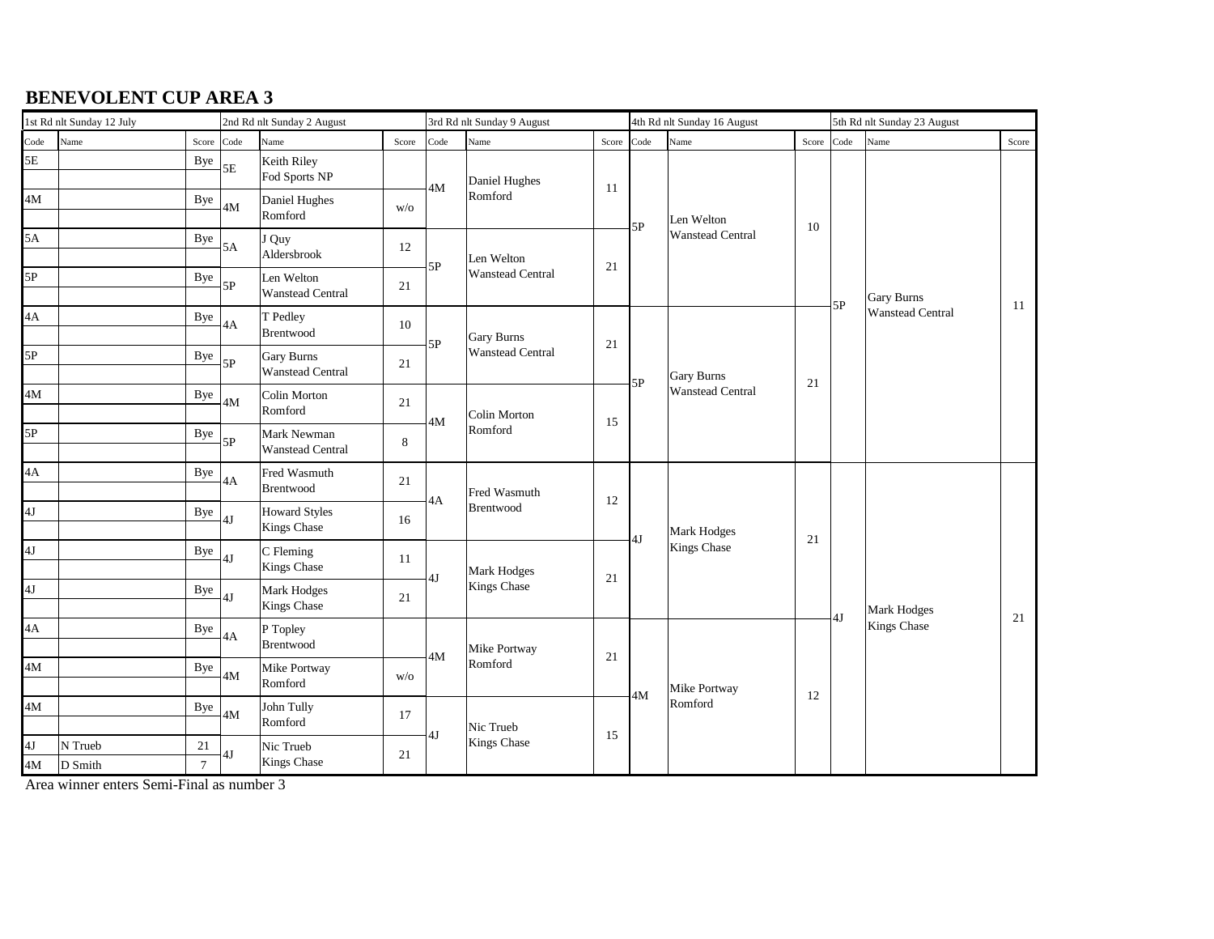# BENEVOLENT CUP AREA 3

| 1st Rd nlt Sunday 12 July | | | 2nd Rd nlt Sunday 2 August | | | 3rd Rd nlt Sunday 9 August | | | 4th Rd nlt Sunday 16 August | | | 5th Rd nlt Sunday 23 August | | |
|---|---|---|---|---|---|---|---|---|---|---|---|---|---|---|
| Code | Name | Score | Code | Name | Score | Code | Name | Score | Code | Name | Score | Code | Name | Score |
| 5E | | Bye | 5E | Keith Riley Fod Sports NP | | 4M | Daniel Hughes Romford | 11 | 5P | Len Welton Wanstead Central | 10 | 5P | Gary Burns Wanstead Central | 11 |
| 4M | | Bye | 4M | Daniel Hughes Romford | w/o | | | | | | | | | |
| 5A | | Bye | 5A | J Quy Aldersbrook | 12 | 5P | Len Welton Wanstead Central | 21 | | | | | | |
| 5P | | Bye | 5P | Len Welton Wanstead Central | 21 | | | | | | | | | |
| 4A | | Bye | 4A | T Pedley Brentwood | 10 | 5P | Gary Burns Wanstead Central | 21 | 5P | Gary Burns Wanstead Central | 21 | | | |
| 5P | | Bye | 5P | Gary Burns Wanstead Central | 21 | | | | | | | | | |
| 4M | | Bye | 4M | Colin Morton Romford | 21 | 4M | Colin Morton Romford | 15 | | | | | | |
| 5P | | Bye | 5P | Mark Newman Wanstead Central | 8 | | | | | | | | | |
| 4A | | Bye | 4A | Fred Wasmuth Brentwood | 21 | 4A | Fred Wasmuth Brentwood | 12 | 4J | Mark Hodges Kings Chase | 21 | 4J | Mark Hodges Kings Chase | 21 |
| 4J | | Bye | 4J | Howard Styles Kings Chase | 16 | | | | | | | | | |
| 4J | | Bye | 4J | C Fleming Kings Chase | 11 | 4J | Mark Hodges Kings Chase | 21 | | | | | | |
| 4J | | Bye | 4J | Mark Hodges Kings Chase | 21 | | | | | | | | | |
| 4A | | Bye | 4A | P Topley Brentwood | | 4M | Mike Portway Romford | 21 | 4M | Mike Portway Romford | 12 | | | |
| 4M | | Bye | 4M | Mike Portway Romford | w/o | | | | | | | | | |
| 4M | | Bye | 4M | John Tully Romford | 17 | 4J | Nic Trueb Kings Chase | 15 | | | | | | |
| 4J | N Trueb | 21 | 4J | Nic Trueb Kings Chase | 21 | | | | | | | | | |
| 4M | D Smith | 7 | | | | | | | | | | | | |

Area winner enters Semi-Final as number 3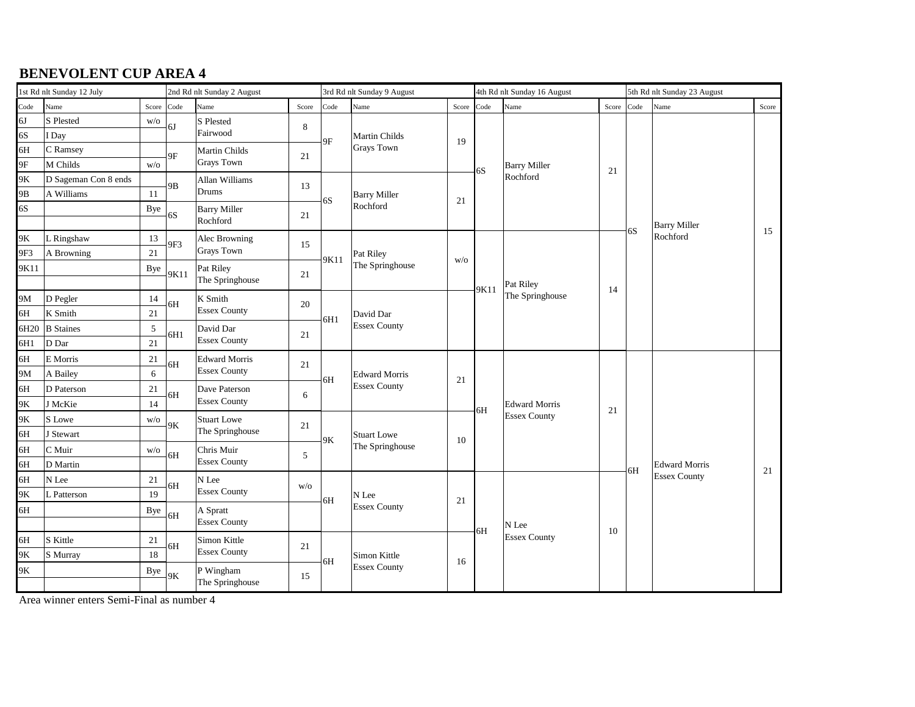# BENEVOLENT CUP AREA 4

| 1st Rd nlt Sunday 12 July | | | 2nd Rd nlt Sunday 2 August | | | 3rd Rd nlt Sunday 9 August | | | 4th Rd nlt Sunday 16 August | | | 5th Rd nlt Sunday 23 August | | |
|---|---|---|---|---|---|---|---|---|---|---|---|---|---|---|
| Code | Name | Score | Code | Name | Score | Code | Name | Score | Code | Name | Score | Code | Name | Score |
| 6J | S Plested | w/o | 6J | S Plested Fairwood | 8 | 9F | Martin Childs Grays Town | 19 | 6S | Barry Miller Rochford | 21 | 6S | Barry Miller Rochford | 15 |
| 6S | I Day | | | | | | | | | | | | | |
| 6H | C Ramsey | | 9F | Martin Childs Grays Town | 21 | | | | | | | | | |
| 9F | M Childs | w/o | | | | | | | | | | | | |
| 9K | D Sageman Con 8 ends | | 9B | Allan Williams Drums | 13 | 6S | Barry Miller Rochford | 21 | | | | | | |
| 9B | A Williams | 11 | | | | | | | | | | | | |
| 6S | | Bye | 6S | Barry Miller Rochford | 21 | | | | | | | | | |
| | | | | | | | | | | | | | | |
| 9K | L Ringshaw | 13 | 9F3 | Alec Browning Grays Town | 15 | 9K11 | Pat Riley The Springhouse | w/o | 9K11 | Pat Riley The Springhouse | 14 | | | |
| 9F3 | A Browning | 21 | | | | | | | | | | | | |
| 9K11 | | Bye | 9K11 | Pat Riley The Springhouse | 21 | | | | | | | | | |
| | | | | | | | | | | | | | | |
| 9M | D Pegler | 14 | 6H | K Smith Essex County | 20 | 6H1 | David Dar Essex County | | | | | | | |
| 6H | K Smith | 21 | | | | | | | | | | | | |
| 6H20 | B Staines | 5 | 6H1 | David Dar Essex County | 21 | | | | | | | | | |
| 6H1 | D Dar | 21 | | | | | | | | | | | | |
| 6H | E Morris | 21 | 6H | Edward Morris Essex County | 21 | 6H | Edward Morris Essex County | 21 | 6H | Edward Morris Essex County | 21 | 6H | Edward Morris Essex County | 21 |
| 9M | A Bailey | 6 | | | | | | | | | | | | |
| 6H | D Paterson | 21 | 6H | Dave Paterson Essex County | 6 | | | | | | | | | |
| 9K | J McKie | 14 | | | | | | | | | | | | |
| 9K | S Lowe | w/o | 9K | Stuart Lowe The Springhouse | 21 | 9K | Stuart Lowe The Springhouse | 10 | | | | | | |
| 6H | J Stewart | | | | | | | | | | | | | |
| 6H | C Muir | w/o | 6H | Chris Muir Essex County | 5 | | | | | | | | | |
| 6H | D Martin | | | | | | | | | | | | | |
| 6H | N Lee | 21 | 6H | N Lee Essex County | w/o | 6H | N Lee Essex County | 21 | 6H | N Lee Essex County | 10 | | | |
| 9K | L Patterson | 19 | | | | | | | | | | | | |
| 6H | | Bye | 6H | A Spratt Essex County | | | | | | | | | | |
| | | | | | | | | | | | | | | |
| 6H | S Kittle | 21 | 6H | Simon Kittle Essex County | 21 | 6H | Simon Kittle Essex County | 16 | | | | | | |
| 9K | S Murray | 18 | | | | | | | | | | | | |
| 9K | | Bye | 9K | P Wingham The Springhouse | 15 | | | | | | | | | |
| | | | | | | | | | | | | | | |

Area winner enters Semi-Final as number 4